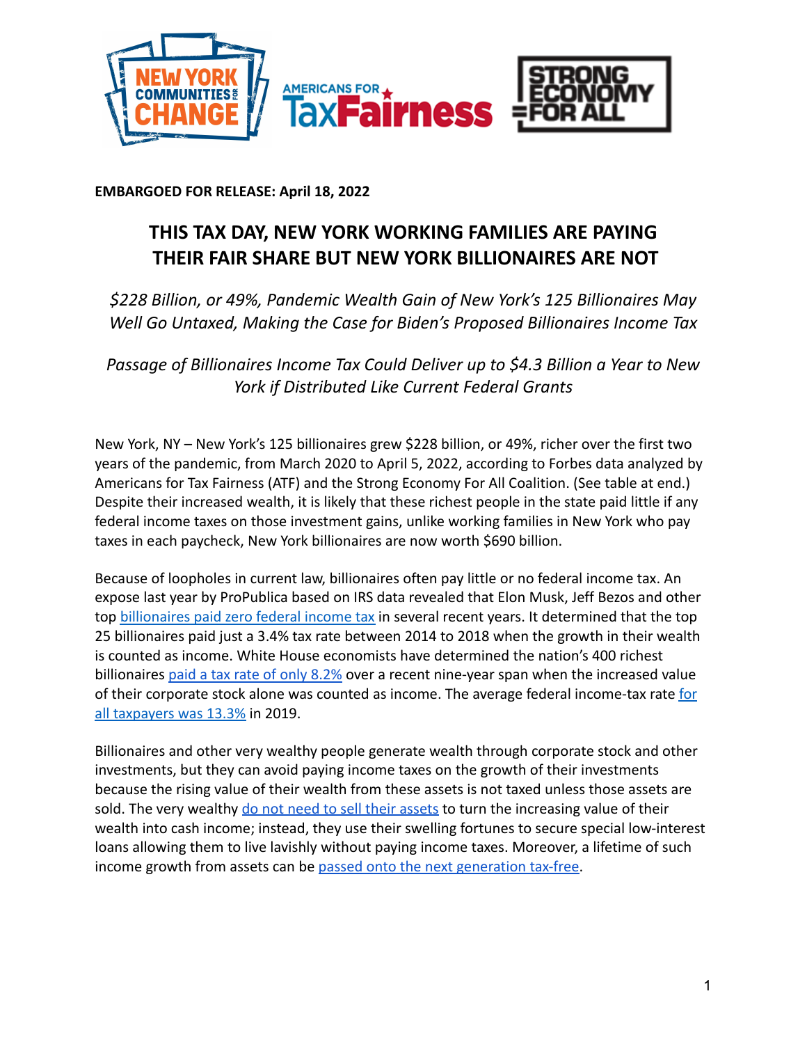**EMBARGOED FOR RELEASE: April 18, 2022**

# THIS TAX DAY, NEW YORK WORKING FAMILIES ARE PAYING THEIR FAIR SHARE BUT NEW YORK BILLIONAIRES ARE NOT

*$228 Billion, or 49%, Pandemic Wealth Gain of New York's 125 Billionaires May Well Go Untaxed, Making the Case for Biden's Proposed Billionaires Income Tax*

*Passage of Billionaires Income Tax Could Deliver up to $4.3 Billion a Year to New York if Distributed Like Current Federal Grants*

New York, NY – New York's 125 billionaires grew $228 billion, or 49%, richer over the first two years of the pandemic, from March 2020 to April 5, 2022, according to Forbes data analyzed by Americans for Tax Fairness (ATF) and the Strong Economy For All Coalition. (See table at end.) Despite their increased wealth, it is likely that these richest people in the state paid little if any federal income taxes on those investment gains, unlike working families in New York who pay taxes in each paycheck, New York billionaires are now worth $690 billion.

Because of loopholes in current law, billionaires often pay little or no federal income tax. An expose last year by ProPublica based on IRS data revealed that Elon Musk, Jeff Bezos and other top billionaires paid zero federal income tax in several recent years. It determined that the top 25 billionaires paid just a 3.4% tax rate between 2014 to 2018 when the growth in their wealth is counted as income. White House economists have determined the nation's 400 richest billionaires paid a tax rate of only 8.2% over a recent nine-year span when the increased value of their corporate stock alone was counted as income. The average federal income-tax rate for all taxpayers was 13.3% in 2019.

Billionaires and other very wealthy people generate wealth through corporate stock and other investments, but they can avoid paying income taxes on the growth of their investments because the rising value of their wealth from these assets is not taxed unless those assets are sold. The very wealthy do not need to sell their assets to turn the increasing value of their wealth into cash income; instead, they use their swelling fortunes to secure special low-interest loans allowing them to live lavishly without paying income taxes. Moreover, a lifetime of such income growth from assets can be passed onto the next generation tax-free.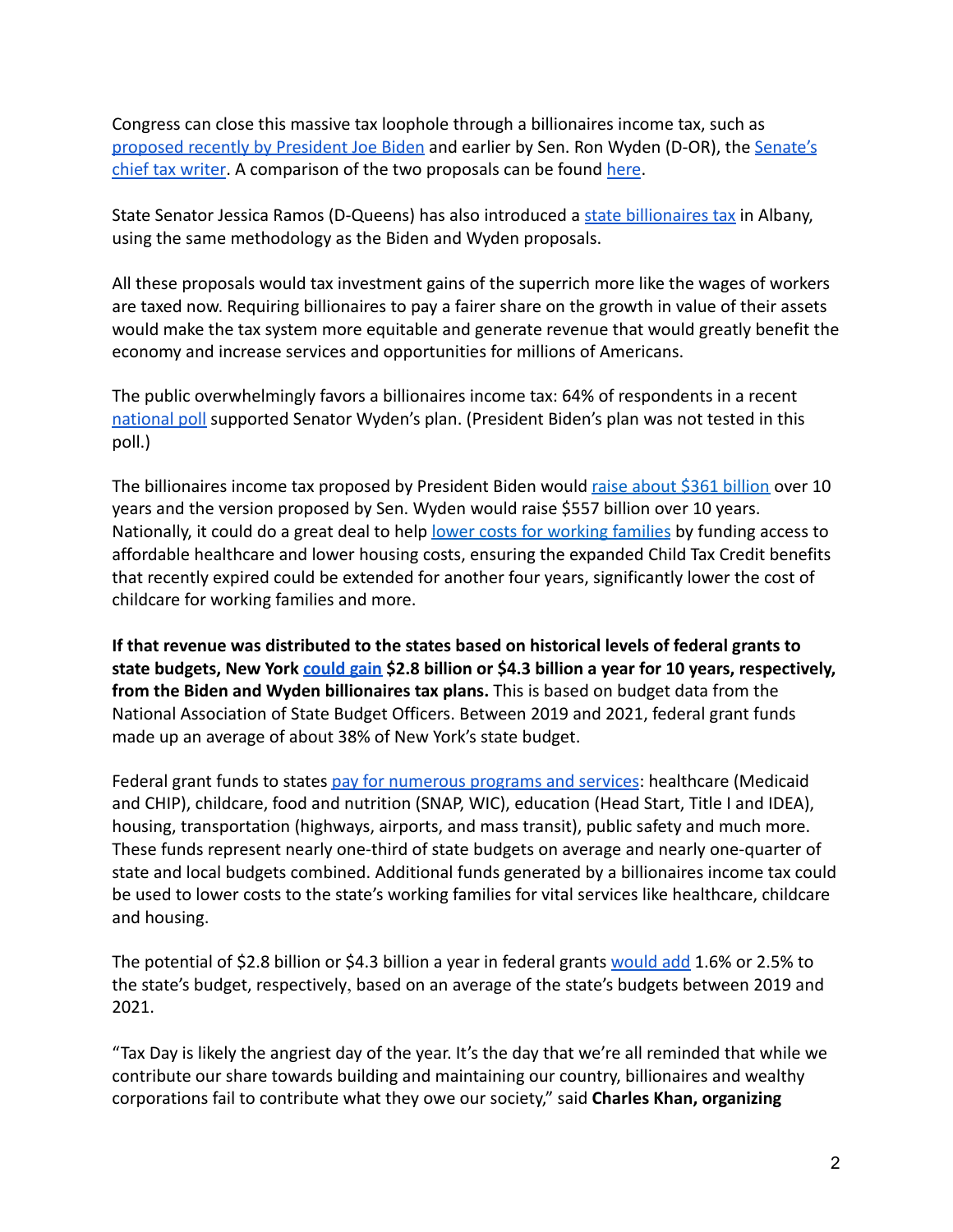Congress can close this massive tax loophole through a billionaires income tax, such as proposed recently by President Joe Biden and earlier by Sen. Ron Wyden (D-OR), the Senate's chief tax writer. A comparison of the two proposals can be found here.

State Senator Jessica Ramos (D-Queens) has also introduced a state billionaires tax in Albany, using the same methodology as the Biden and Wyden proposals.

All these proposals would tax investment gains of the superrich more like the wages of workers are taxed now. Requiring billionaires to pay a fairer share on the growth in value of their assets would make the tax system more equitable and generate revenue that would greatly benefit the economy and increase services and opportunities for millions of Americans.

The public overwhelmingly favors a billionaires income tax: 64% of respondents in a recent national poll supported Senator Wyden's plan. (President Biden's plan was not tested in this poll.)

The billionaires income tax proposed by President Biden would raise about $361 billion over 10 years and the version proposed by Sen. Wyden would raise $557 billion over 10 years. Nationally, it could do a great deal to help lower costs for working families by funding access to affordable healthcare and lower housing costs, ensuring the expanded Child Tax Credit benefits that recently expired could be extended for another four years, significantly lower the cost of childcare for working families and more.

**If that revenue was distributed to the states based on historical levels of federal grants to state budgets, New York could gain $2.8 billion or $4.3 billion a year for 10 years, respectively, from the Biden and Wyden billionaires tax plans.** This is based on budget data from the National Association of State Budget Officers. Between 2019 and 2021, federal grant funds made up an average of about 38% of New York's state budget.

Federal grant funds to states pay for numerous programs and services: healthcare (Medicaid and CHIP), childcare, food and nutrition (SNAP, WIC), education (Head Start, Title I and IDEA), housing, transportation (highways, airports, and mass transit), public safety and much more. These funds represent nearly one-third of state budgets on average and nearly one-quarter of state and local budgets combined. Additional funds generated by a billionaires income tax could be used to lower costs to the state's working families for vital services like healthcare, childcare and housing.

The potential of $2.8 billion or $4.3 billion a year in federal grants would add 1.6% or 2.5% to the state's budget, respectively, based on an average of the state's budgets between 2019 and 2021.

"Tax Day is likely the angriest day of the year. It's the day that we're all reminded that while we contribute our share towards building and maintaining our country, billionaires and wealthy corporations fail to contribute what they owe our society," said **Charles Khan, organizing**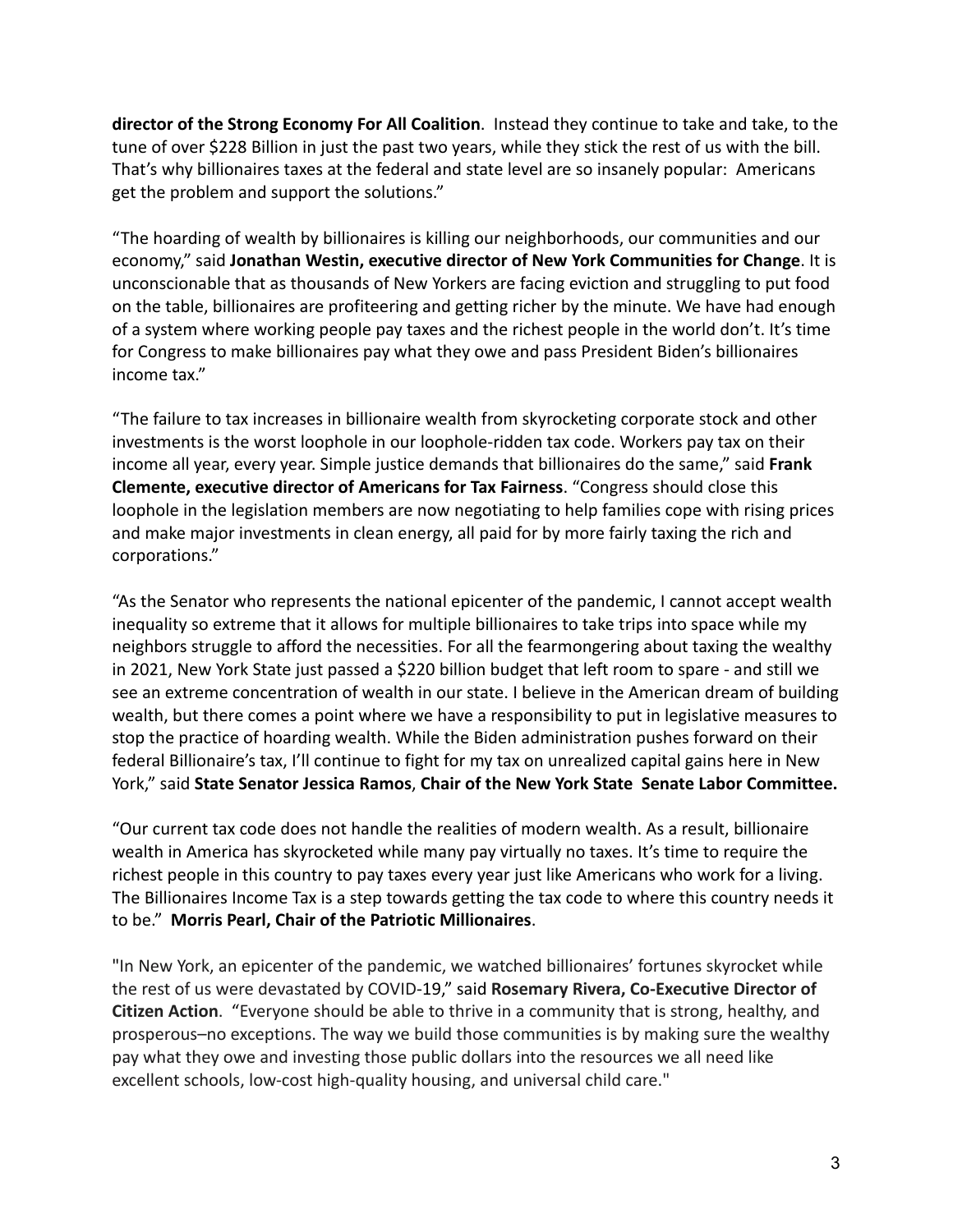**director of the Strong Economy For All Coalition**. Instead they continue to take and take, to the tune of over $228 Billion in just the past two years, while they stick the rest of us with the bill. That's why billionaires taxes at the federal and state level are so insanely popular: Americans get the problem and support the solutions."

"The hoarding of wealth by billionaires is killing our neighborhoods, our communities and our economy," said **Jonathan Westin, executive director of New York Communities for Change**. It is unconscionable that as thousands of New Yorkers are facing eviction and struggling to put food on the table, billionaires are profiteering and getting richer by the minute. We have had enough of a system where working people pay taxes and the richest people in the world don't. It's time for Congress to make billionaires pay what they owe and pass President Biden's billionaires income tax."

"The failure to tax increases in billionaire wealth from skyrocketing corporate stock and other investments is the worst loophole in our loophole-ridden tax code. Workers pay tax on their income all year, every year. Simple justice demands that billionaires do the same," said **Frank Clemente, executive director of Americans for Tax Fairness**. "Congress should close this loophole in the legislation members are now negotiating to help families cope with rising prices and make major investments in clean energy, all paid for by more fairly taxing the rich and corporations."

"As the Senator who represents the national epicenter of the pandemic, I cannot accept wealth inequality so extreme that it allows for multiple billionaires to take trips into space while my neighbors struggle to afford the necessities. For all the fearmongering about taxing the wealthy in 2021, New York State just passed a $220 billion budget that left room to spare - and still we see an extreme concentration of wealth in our state. I believe in the American dream of building wealth, but there comes a point where we have a responsibility to put in legislative measures to stop the practice of hoarding wealth. While the Biden administration pushes forward on their federal Billionaire's tax, I'll continue to fight for my tax on unrealized capital gains here in New York," said **State Senator Jessica Ramos**, **Chair of the New York State Senate Labor Committee.**

"Our current tax code does not handle the realities of modern wealth. As a result, billionaire wealth in America has skyrocketed while many pay virtually no taxes. It's time to require the richest people in this country to pay taxes every year just like Americans who work for a living. The Billionaires Income Tax is a step towards getting the tax code to where this country needs it to be." **Morris Pearl, Chair of the Patriotic Millionaires**.

"In New York, an epicenter of the pandemic, we watched billionaires' fortunes skyrocket while the rest of us were devastated by COVID-19," said **Rosemary Rivera, Co-Executive Director of Citizen Action**. "Everyone should be able to thrive in a community that is strong, healthy, and prosperous–no exceptions. The way we build those communities is by making sure the wealthy pay what they owe and investing those public dollars into the resources we all need like excellent schools, low-cost high-quality housing, and universal child care."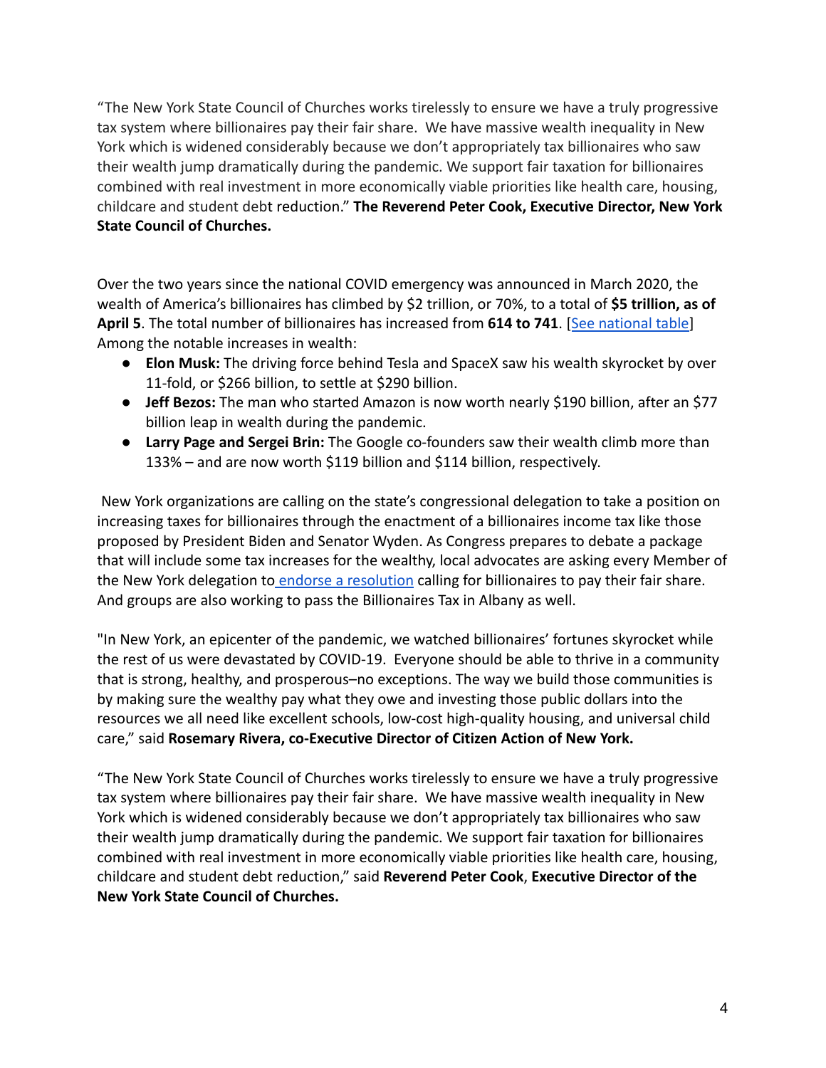"The New York State Council of Churches works tirelessly to ensure we have a truly progressive tax system where billionaires pay their fair share. We have massive wealth inequality in New York which is widened considerably because we don't appropriately tax billionaires who saw their wealth jump dramatically during the pandemic. We support fair taxation for billionaires combined with real investment in more economically viable priorities like health care, housing, childcare and student debt reduction." **The Reverend Peter Cook, Executive Director, New York State Council of Churches.**

Over the two years since the national COVID emergency was announced in March 2020, the wealth of America's billionaires has climbed by $2 trillion, or 70%, to a total of **$5 trillion, as of April 5**. The total number of billionaires has increased from **614 to 741**. [See national table]
Among the notable increases in wealth:

- **Elon Musk:** The driving force behind Tesla and SpaceX saw his wealth skyrocket by over 11-fold, or $266 billion, to settle at $290 billion.
- **Jeff Bezos:** The man who started Amazon is now worth nearly $190 billion, after an $77 billion leap in wealth during the pandemic.
- **Larry Page and Sergei Brin:** The Google co-founders saw their wealth climb more than 133% – and are now worth $119 billion and $114 billion, respectively.

New York organizations are calling on the state's congressional delegation to take a position on increasing taxes for billionaires through the enactment of a billionaires income tax like those proposed by President Biden and Senator Wyden. As Congress prepares to debate a package that will include some tax increases for the wealthy, local advocates are asking every Member of the New York delegation to endorse a resolution calling for billionaires to pay their fair share. And groups are also working to pass the Billionaires Tax in Albany as well.

"In New York, an epicenter of the pandemic, we watched billionaires' fortunes skyrocket while the rest of us were devastated by COVID-19. Everyone should be able to thrive in a community that is strong, healthy, and prosperous–no exceptions. The way we build those communities is by making sure the wealthy pay what they owe and investing those public dollars into the resources we all need like excellent schools, low-cost high-quality housing, and universal child care," said **Rosemary Rivera, co-Executive Director of Citizen Action of New York.**

"The New York State Council of Churches works tirelessly to ensure we have a truly progressive tax system where billionaires pay their fair share. We have massive wealth inequality in New York which is widened considerably because we don't appropriately tax billionaires who saw their wealth jump dramatically during the pandemic. We support fair taxation for billionaires combined with real investment in more economically viable priorities like health care, housing, childcare and student debt reduction," said **Reverend Peter Cook**, **Executive Director of the New York State Council of Churches.**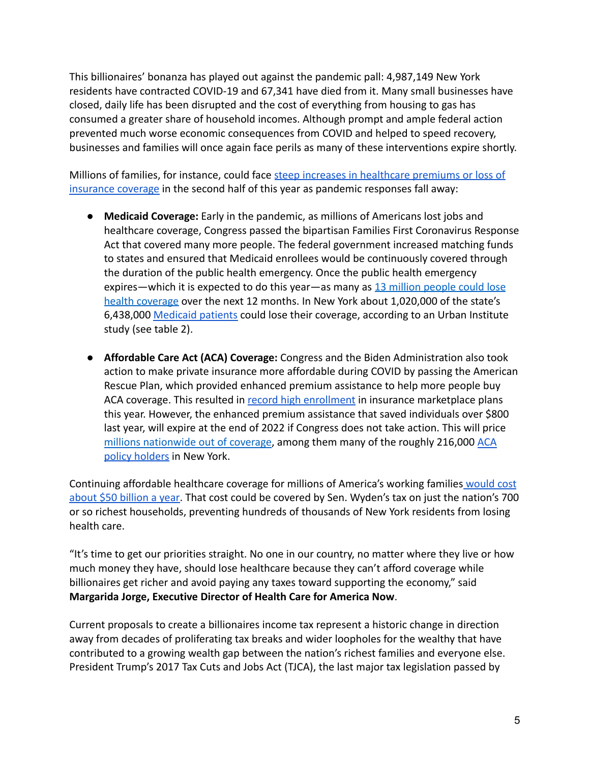This billionaires' bonanza has played out against the pandemic pall: 4,987,149 New York residents have contracted COVID-19 and 67,341 have died from it. Many small businesses have closed, daily life has been disrupted and the cost of everything from housing to gas has consumed a greater share of household incomes. Although prompt and ample federal action prevented much worse economic consequences from COVID and helped to speed recovery, businesses and families will once again face perils as many of these interventions expire shortly.

Millions of families, for instance, could face steep increases in healthcare premiums or loss of insurance coverage in the second half of this year as pandemic responses fall away:

- **Medicaid Coverage:** Early in the pandemic, as millions of Americans lost jobs and healthcare coverage, Congress passed the bipartisan Families First Coronavirus Response Act that covered many more people. The federal government increased matching funds to states and ensured that Medicaid enrollees would be continuously covered through the duration of the public health emergency. Once the public health emergency expires—which it is expected to do this year—as many as 13 million people could lose health coverage over the next 12 months. In New York about 1,020,000 of the state's 6,438,000 Medicaid patients could lose their coverage, according to an Urban Institute study (see table 2).

- **Affordable Care Act (ACA) Coverage:** Congress and the Biden Administration also took action to make private insurance more affordable during COVID by passing the American Rescue Plan, which provided enhanced premium assistance to help more people buy ACA coverage. This resulted in record high enrollment in insurance marketplace plans this year. However, the enhanced premium assistance that saved individuals over $800 last year, will expire at the end of 2022 if Congress does not take action. This will price millions nationwide out of coverage, among them many of the roughly 216,000 ACA policy holders in New York.

Continuing affordable healthcare coverage for millions of America's working families would cost about $50 billion a year. That cost could be covered by Sen. Wyden's tax on just the nation's 700 or so richest households, preventing hundreds of thousands of New York residents from losing health care.

"It's time to get our priorities straight. No one in our country, no matter where they live or how much money they have, should lose healthcare because they can't afford coverage while billionaires get richer and avoid paying any taxes toward supporting the economy," said **Margarida Jorge, Executive Director of Health Care for America Now**.

Current proposals to create a billionaires income tax represent a historic change in direction away from decades of proliferating tax breaks and wider loopholes for the wealthy that have contributed to a growing wealth gap between the nation's richest families and everyone else. President Trump's 2017 Tax Cuts and Jobs Act (TJCA), the last major tax legislation passed by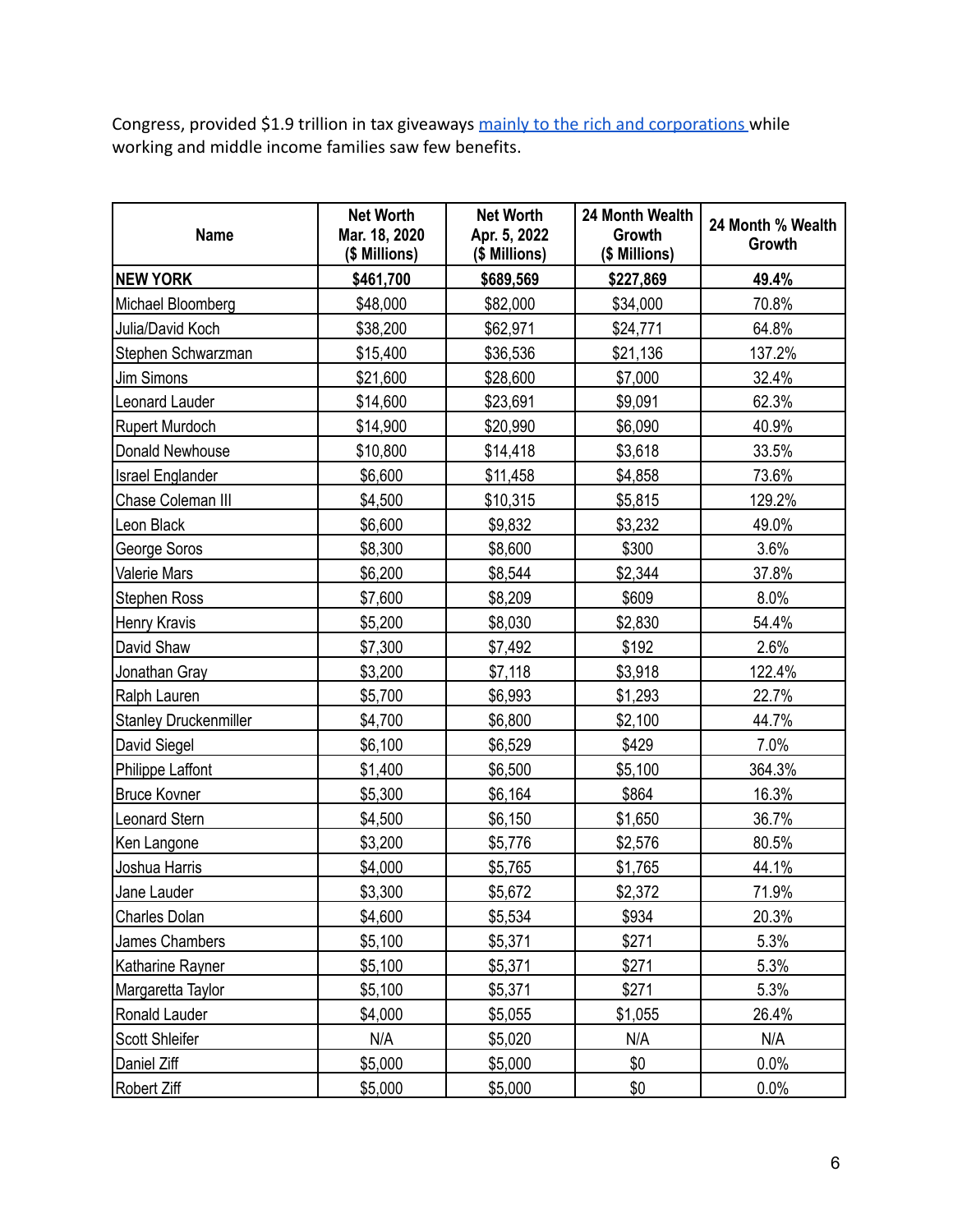Congress, provided $1.9 trillion in tax giveaways [mainly to the rich and corporations ]while working and middle income families saw few benefits.

| Name | Net Worth Mar. 18, 2020 ($ Millions) | Net Worth Apr. 5, 2022 ($ Millions) | 24 Month Wealth Growth ($ Millions) | 24 Month % Wealth Growth |
|---|---|---|---|---|
| **NEW YORK** | **$461,700** | **$689,569** | **$227,869** | **49.4%** |
| Michael Bloomberg | $48,000 | $82,000 | $34,000 | 70.8% |
| Julia/David Koch | $38,200 | $62,971 | $24,771 | 64.8% |
| Stephen Schwarzman | $15,400 | $36,536 | $21,136 | 137.2% |
| Jim Simons | $21,600 | $28,600 | $7,000 | 32.4% |
| Leonard Lauder | $14,600 | $23,691 | $9,091 | 62.3% |
| Rupert Murdoch | $14,900 | $20,990 | $6,090 | 40.9% |
| Donald Newhouse | $10,800 | $14,418 | $3,618 | 33.5% |
| Israel Englander | $6,600 | $11,458 | $4,858 | 73.6% |
| Chase Coleman III | $4,500 | $10,315 | $5,815 | 129.2% |
| Leon Black | $6,600 | $9,832 | $3,232 | 49.0% |
| George Soros | $8,300 | $8,600 | $300 | 3.6% |
| Valerie Mars | $6,200 | $8,544 | $2,344 | 37.8% |
| Stephen Ross | $7,600 | $8,209 | $609 | 8.0% |
| Henry Kravis | $5,200 | $8,030 | $2,830 | 54.4% |
| David Shaw | $7,300 | $7,492 | $192 | 2.6% |
| Jonathan Gray | $3,200 | $7,118 | $3,918 | 122.4% |
| Ralph Lauren | $5,700 | $6,993 | $1,293 | 22.7% |
| Stanley Druckenmiller | $4,700 | $6,800 | $2,100 | 44.7% |
| David Siegel | $6,100 | $6,529 | $429 | 7.0% |
| Philippe Laffont | $1,400 | $6,500 | $5,100 | 364.3% |
| Bruce Kovner | $5,300 | $6,164 | $864 | 16.3% |
| Leonard Stern | $4,500 | $6,150 | $1,650 | 36.7% |
| Ken Langone | $3,200 | $5,776 | $2,576 | 80.5% |
| Joshua Harris | $4,000 | $5,765 | $1,765 | 44.1% |
| Jane Lauder | $3,300 | $5,672 | $2,372 | 71.9% |
| Charles Dolan | $4,600 | $5,534 | $934 | 20.3% |
| James Chambers | $5,100 | $5,371 | $271 | 5.3% |
| Katharine Rayner | $5,100 | $5,371 | $271 | 5.3% |
| Margaretta Taylor | $5,100 | $5,371 | $271 | 5.3% |
| Ronald Lauder | $4,000 | $5,055 | $1,055 | 26.4% |
| Scott Shleifer | N/A | $5,020 | N/A | N/A |
| Daniel Ziff | $5,000 | $5,000 | $0 | 0.0% |
| Robert Ziff | $5,000 | $5,000 | $0 | 0.0% |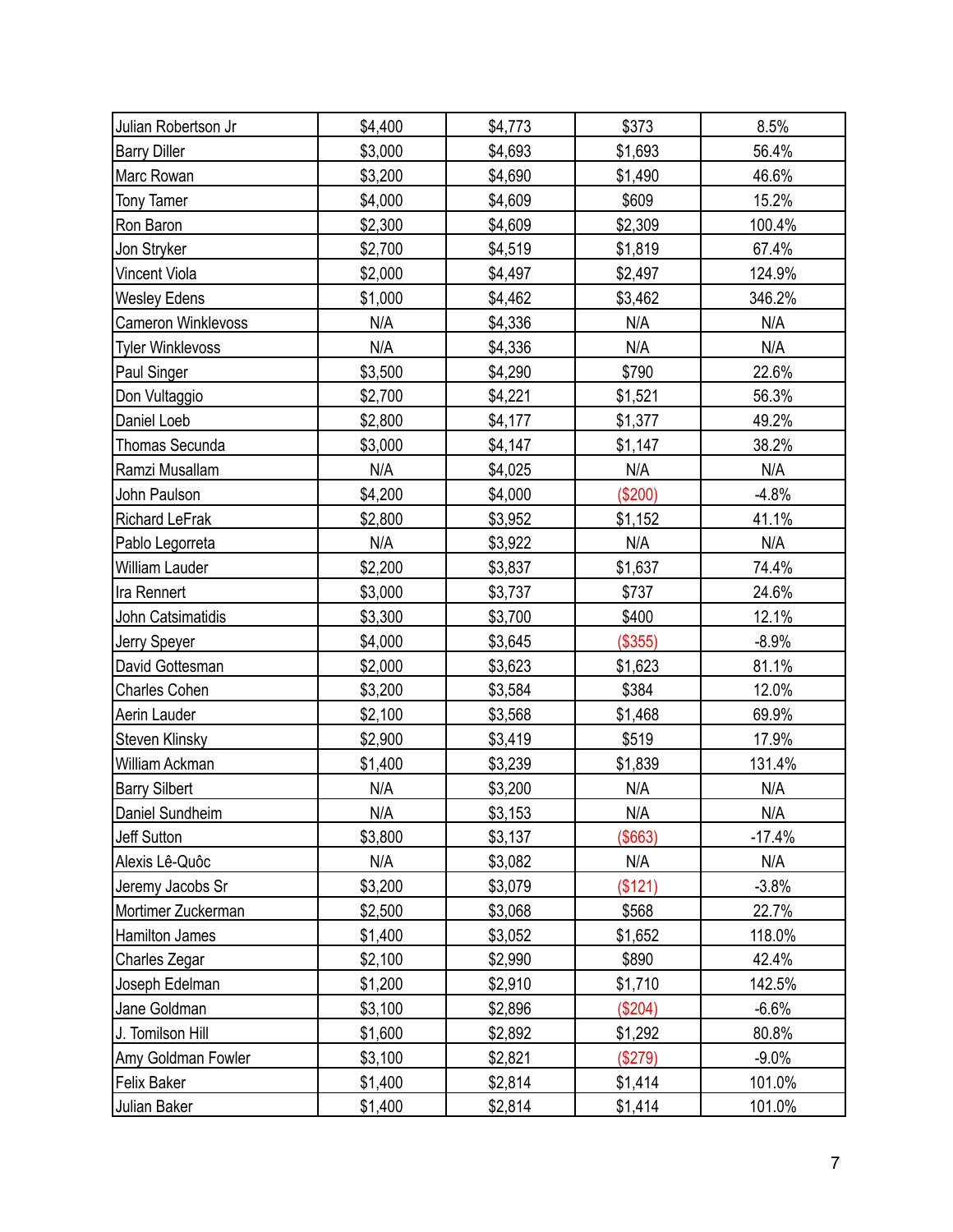| | | | | |
|---|---|---|---|---|
| Julian Robertson Jr | $4,400 | $4,773 | $373 | 8.5% |
| Barry Diller | $3,000 | $4,693 | $1,693 | 56.4% |
| Marc Rowan | $3,200 | $4,690 | $1,490 | 46.6% |
| Tony Tamer | $4,000 | $4,609 | $609 | 15.2% |
| Ron Baron | $2,300 | $4,609 | $2,309 | 100.4% |
| Jon Stryker | $2,700 | $4,519 | $1,819 | 67.4% |
| Vincent Viola | $2,000 | $4,497 | $2,497 | 124.9% |
| Wesley Edens | $1,000 | $4,462 | $3,462 | 346.2% |
| Cameron Winklevoss | N/A | $4,336 | N/A | N/A |
| Tyler Winklevoss | N/A | $4,336 | N/A | N/A |
| Paul Singer | $3,500 | $4,290 | $790 | 22.6% |
| Don Vultaggio | $2,700 | $4,221 | $1,521 | 56.3% |
| Daniel Loeb | $2,800 | $4,177 | $1,377 | 49.2% |
| Thomas Secunda | $3,000 | $4,147 | $1,147 | 38.2% |
| Ramzi Musallam | N/A | $4,025 | N/A | N/A |
| John Paulson | $4,200 | $4,000 | ($200) | -4.8% |
| Richard LeFrak | $2,800 | $3,952 | $1,152 | 41.1% |
| Pablo Legorreta | N/A | $3,922 | N/A | N/A |
| William Lauder | $2,200 | $3,837 | $1,637 | 74.4% |
| Ira Rennert | $3,000 | $3,737 | $737 | 24.6% |
| John Catsimatidis | $3,300 | $3,700 | $400 | 12.1% |
| Jerry Speyer | $4,000 | $3,645 | ($355) | -8.9% |
| David Gottesman | $2,000 | $3,623 | $1,623 | 81.1% |
| Charles Cohen | $3,200 | $3,584 | $384 | 12.0% |
| Aerin Lauder | $2,100 | $3,568 | $1,468 | 69.9% |
| Steven Klinsky | $2,900 | $3,419 | $519 | 17.9% |
| William Ackman | $1,400 | $3,239 | $1,839 | 131.4% |
| Barry Silbert | N/A | $3,200 | N/A | N/A |
| Daniel Sundheim | N/A | $3,153 | N/A | N/A |
| Jeff Sutton | $3,800 | $3,137 | ($663) | -17.4% |
| Alexis Lê-Quôc | N/A | $3,082 | N/A | N/A |
| Jeremy Jacobs Sr | $3,200 | $3,079 | ($121) | -3.8% |
| Mortimer Zuckerman | $2,500 | $3,068 | $568 | 22.7% |
| Hamilton James | $1,400 | $3,052 | $1,652 | 118.0% |
| Charles Zegar | $2,100 | $2,990 | $890 | 42.4% |
| Joseph Edelman | $1,200 | $2,910 | $1,710 | 142.5% |
| Jane Goldman | $3,100 | $2,896 | ($204) | -6.6% |
| J. Tomilson Hill | $1,600 | $2,892 | $1,292 | 80.8% |
| Amy Goldman Fowler | $3,100 | $2,821 | ($279) | -9.0% |
| Felix Baker | $1,400 | $2,814 | $1,414 | 101.0% |
| Julian Baker | $1,400 | $2,814 | $1,414 | 101.0% |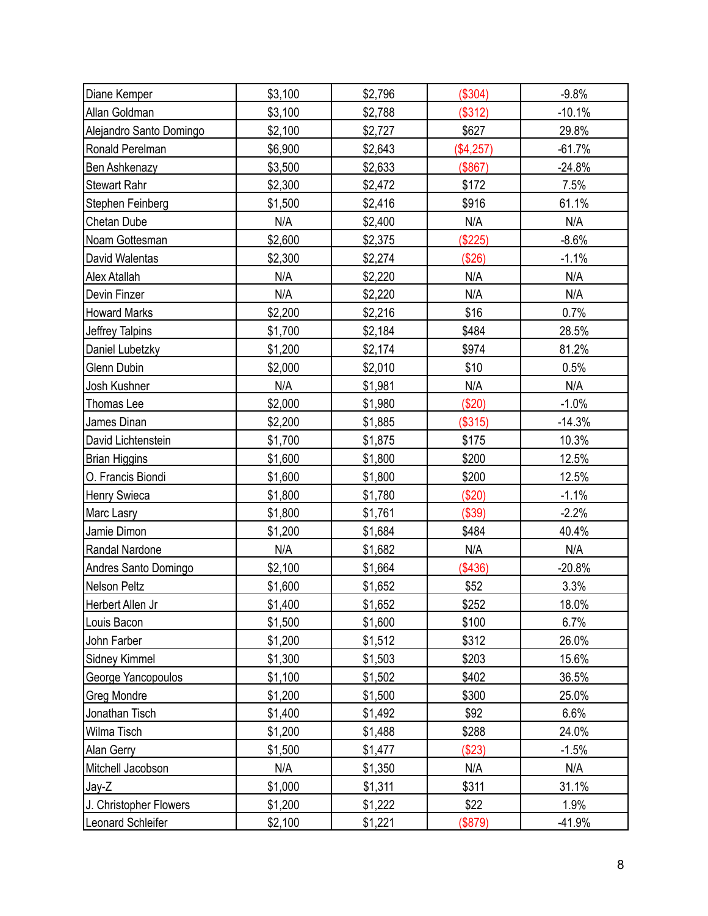| | | | | |
|---|---|---|---|---|
| Diane Kemper | $3,100 | $2,796 | ($304) | -9.8% |
| Allan Goldman | $3,100 | $2,788 | ($312) | -10.1% |
| Alejandro Santo Domingo | $2,100 | $2,727 | $627 | 29.8% |
| Ronald Perelman | $6,900 | $2,643 | ($4,257) | -61.7% |
| Ben Ashkenazy | $3,500 | $2,633 | ($867) | -24.8% |
| Stewart Rahr | $2,300 | $2,472 | $172 | 7.5% |
| Stephen Feinberg | $1,500 | $2,416 | $916 | 61.1% |
| Chetan Dube | N/A | $2,400 | N/A | N/A |
| Noam Gottesman | $2,600 | $2,375 | ($225) | -8.6% |
| David Walentas | $2,300 | $2,274 | ($26) | -1.1% |
| Alex Atallah | N/A | $2,220 | N/A | N/A |
| Devin Finzer | N/A | $2,220 | N/A | N/A |
| Howard Marks | $2,200 | $2,216 | $16 | 0.7% |
| Jeffrey Talpins | $1,700 | $2,184 | $484 | 28.5% |
| Daniel Lubetzky | $1,200 | $2,174 | $974 | 81.2% |
| Glenn Dubin | $2,000 | $2,010 | $10 | 0.5% |
| Josh Kushner | N/A | $1,981 | N/A | N/A |
| Thomas Lee | $2,000 | $1,980 | ($20) | -1.0% |
| James Dinan | $2,200 | $1,885 | ($315) | -14.3% |
| David Lichtenstein | $1,700 | $1,875 | $175 | 10.3% |
| Brian Higgins | $1,600 | $1,800 | $200 | 12.5% |
| O. Francis Biondi | $1,600 | $1,800 | $200 | 12.5% |
| Henry Swieca | $1,800 | $1,780 | ($20) | -1.1% |
| Marc Lasry | $1,800 | $1,761 | ($39) | -2.2% |
| Jamie Dimon | $1,200 | $1,684 | $484 | 40.4% |
| Randal Nardone | N/A | $1,682 | N/A | N/A |
| Andres Santo Domingo | $2,100 | $1,664 | ($436) | -20.8% |
| Nelson Peltz | $1,600 | $1,652 | $52 | 3.3% |
| Herbert Allen Jr | $1,400 | $1,652 | $252 | 18.0% |
| Louis Bacon | $1,500 | $1,600 | $100 | 6.7% |
| John Farber | $1,200 | $1,512 | $312 | 26.0% |
| Sidney Kimmel | $1,300 | $1,503 | $203 | 15.6% |
| George Yancopoulos | $1,100 | $1,502 | $402 | 36.5% |
| Greg Mondre | $1,200 | $1,500 | $300 | 25.0% |
| Jonathan Tisch | $1,400 | $1,492 | $92 | 6.6% |
| Wilma Tisch | $1,200 | $1,488 | $288 | 24.0% |
| Alan Gerry | $1,500 | $1,477 | ($23) | -1.5% |
| Mitchell Jacobson | N/A | $1,350 | N/A | N/A |
| Jay-Z | $1,000 | $1,311 | $311 | 31.1% |
| J. Christopher Flowers | $1,200 | $1,222 | $22 | 1.9% |
| Leonard Schleifer | $2,100 | $1,221 | ($879) | -41.9% |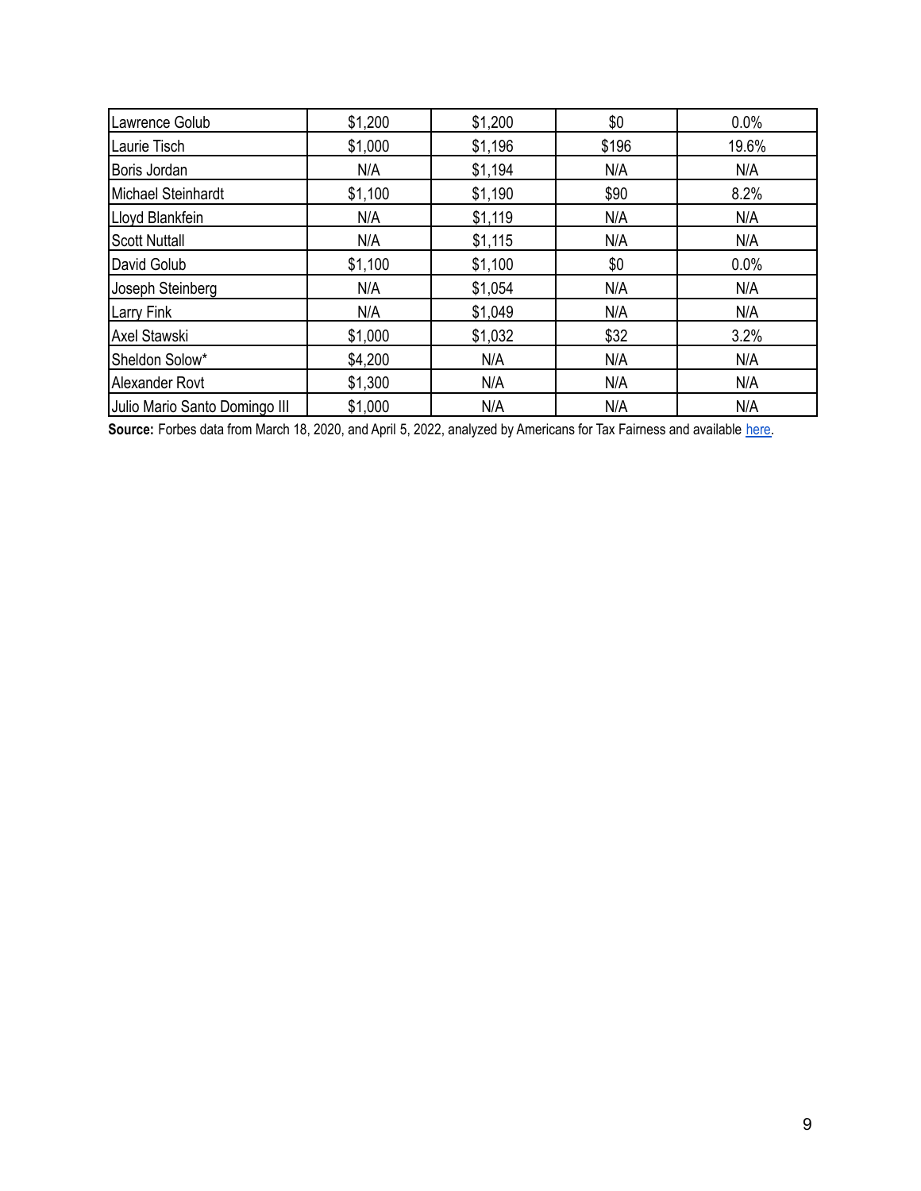| | | | | |
|---|---|---|---|---|
| Lawrence Golub | $1,200 | $1,200 | $0 | 0.0% |
| Laurie Tisch | $1,000 | $1,196 | $196 | 19.6% |
| Boris Jordan | N/A | $1,194 | N/A | N/A |
| Michael Steinhardt | $1,100 | $1,190 | $90 | 8.2% |
| Lloyd Blankfein | N/A | $1,119 | N/A | N/A |
| Scott Nuttall | N/A | $1,115 | N/A | N/A |
| David Golub | $1,100 | $1,100 | $0 | 0.0% |
| Joseph Steinberg | N/A | $1,054 | N/A | N/A |
| Larry Fink | N/A | $1,049 | N/A | N/A |
| Axel Stawski | $1,000 | $1,032 | $32 | 3.2% |
| Sheldon Solow* | $4,200 | N/A | N/A | N/A |
| Alexander Rovt | $1,300 | N/A | N/A | N/A |
| Julio Mario Santo Domingo III | $1,000 | N/A | N/A | N/A |

**Source:** Forbes data from March 18, 2020, and April 5, 2022, analyzed by Americans for Tax Fairness and available here.